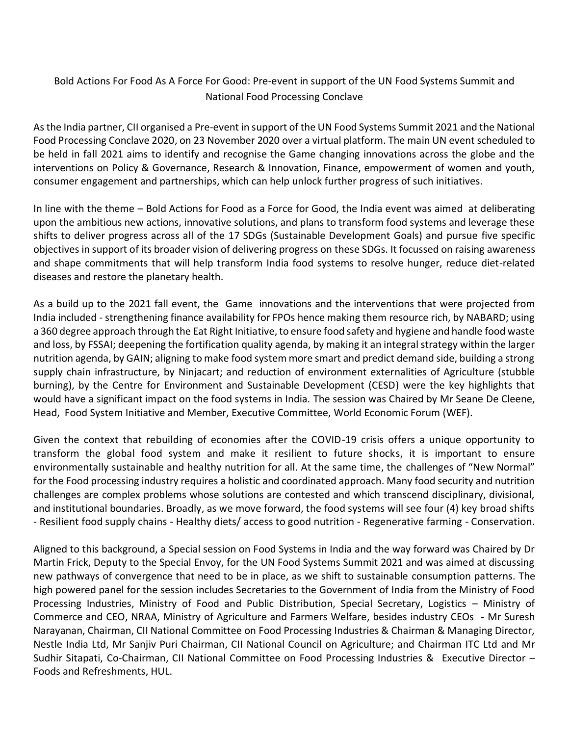# Bold Actions For Food As A Force For Good: Pre-event in support of the UN Food Systems Summit and National Food Processing Conclave

As the India partner, CII organised a Pre-event in support of the UN Food Systems Summit 2021 and the National Food Processing Conclave 2020, on 23 November 2020 over a virtual platform. The main UN event scheduled to be held in fall 2021 aims to identify and recognise the Game changing innovations across the globe and the interventions on Policy & Governance, Research & Innovation, Finance, empowerment of women and youth, consumer engagement and partnerships, which can help unlock further progress of such initiatives.

In line with the theme – Bold Actions for Food as a Force for Good, the India event was aimed at deliberating upon the ambitious new actions, innovative solutions, and plans to transform food systems and leverage these shifts to deliver progress across all of the 17 SDGs (Sustainable Development Goals) and pursue five specific objectives in support of its broader vision of delivering progress on these SDGs. It focussed on raising awareness and shape commitments that will help transform India food systems to resolve hunger, reduce diet-related diseases and restore the planetary health.

As a build up to the 2021 fall event, the Game innovations and the interventions that were projected from India included - strengthening finance availability for FPOs hence making them resource rich, by NABARD; using a 360 degree approach through the Eat Right Initiative, to ensure food safety and hygiene and handle food waste and loss, by FSSAI; deepening the fortification quality agenda, by making it an integral strategy within the larger nutrition agenda, by GAIN; aligning to make food system more smart and predict demand side, building a strong supply chain infrastructure, by Ninjacart; and reduction of environment externalities of Agriculture (stubble burning), by the Centre for Environment and Sustainable Development (CESD) were the key highlights that would have a significant impact on the food systems in India. The session was Chaired by Mr Seane De Cleene, Head, Food System Initiative and Member, Executive Committee, World Economic Forum (WEF).

Given the context that rebuilding of economies after the COVID-19 crisis offers a unique opportunity to transform the global food system and make it resilient to future shocks, it is important to ensure environmentally sustainable and healthy nutrition for all. At the same time, the challenges of "New Normal" for the Food processing industry requires a holistic and coordinated approach. Many food security and nutrition challenges are complex problems whose solutions are contested and which transcend disciplinary, divisional, and institutional boundaries. Broadly, as we move forward, the food systems will see four (4) key broad shifts - Resilient food supply chains - Healthy diets/ access to good nutrition - Regenerative farming - Conservation.

Aligned to this background, a Special session on Food Systems in India and the way forward was Chaired by Dr Martin Frick, Deputy to the Special Envoy, for the UN Food Systems Summit 2021 and was aimed at discussing new pathways of convergence that need to be in place, as we shift to sustainable consumption patterns. The high powered panel for the session includes Secretaries to the Government of India from the Ministry of Food Processing Industries, Ministry of Food and Public Distribution, Special Secretary, Logistics – Ministry of Commerce and CEO, NRAA, Ministry of Agriculture and Farmers Welfare, besides industry CEOs - Mr Suresh Narayanan, Chairman, CII National Committee on Food Processing Industries & Chairman & Managing Director, Nestle India Ltd, Mr Sanjiv Puri Chairman, CII National Council on Agriculture; and Chairman ITC Ltd and Mr Sudhir Sitapati, Co-Chairman, CII National Committee on Food Processing Industries & Executive Director – Foods and Refreshments, HUL.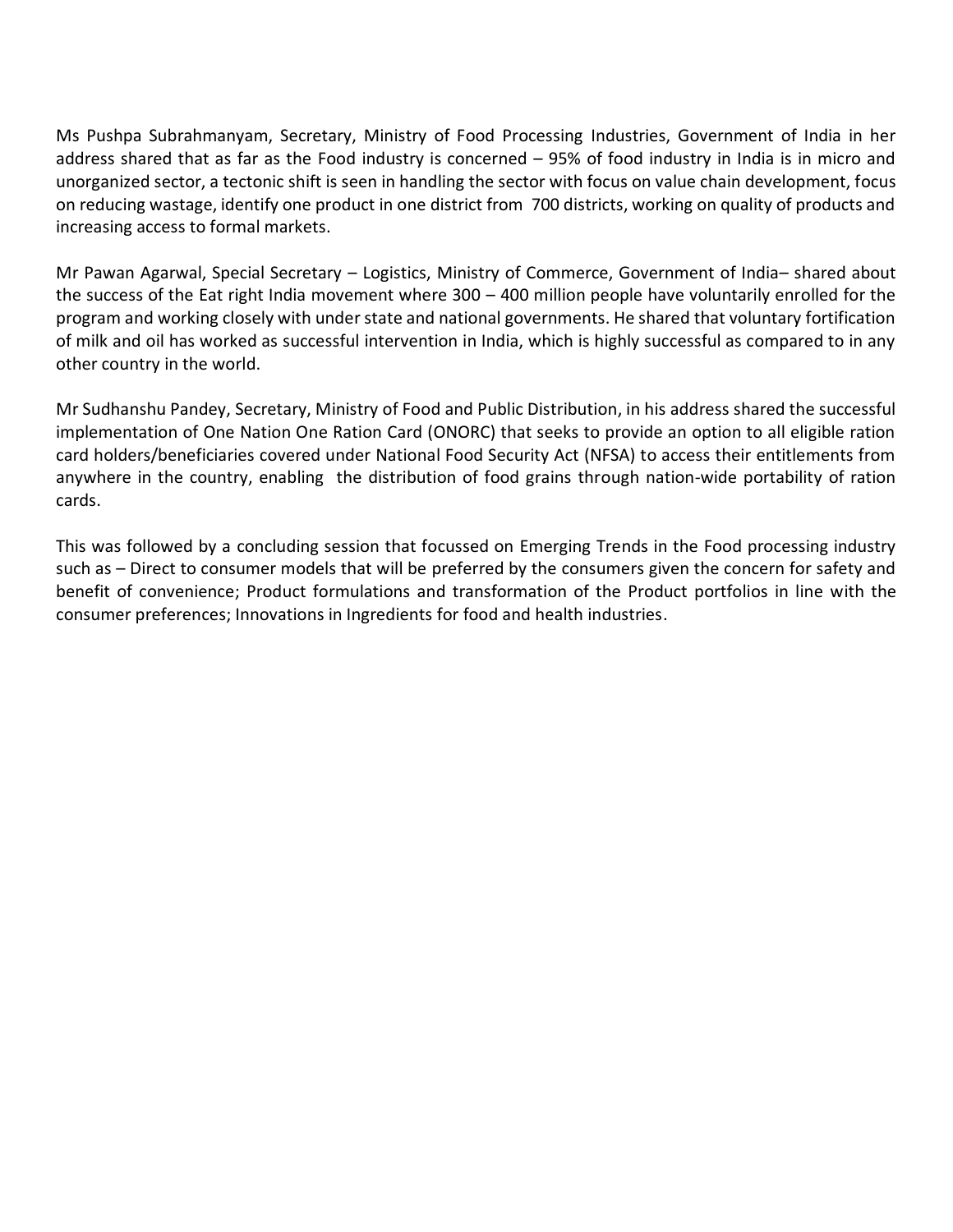Ms Pushpa Subrahmanyam, Secretary, Ministry of Food Processing Industries, Government of India in her address shared that as far as the Food industry is concerned – 95% of food industry in India is in micro and unorganized sector, a tectonic shift is seen in handling the sector with focus on value chain development, focus on reducing wastage, identify one product in one district from 700 districts, working on quality of products and increasing access to formal markets.

Mr Pawan Agarwal, Special Secretary – Logistics, Ministry of Commerce, Government of India– shared about the success of the Eat right India movement where 300 – 400 million people have voluntarily enrolled for the program and working closely with under state and national governments. He shared that voluntary fortification of milk and oil has worked as successful intervention in India, which is highly successful as compared to in any other country in the world.

Mr Sudhanshu Pandey, Secretary, Ministry of Food and Public Distribution, in his address shared the successful implementation of One Nation One Ration Card (ONORC) that seeks to provide an option to all eligible ration card holders/beneficiaries covered under National Food Security Act (NFSA) to access their entitlements from anywhere in the country, enabling the distribution of food grains through nation-wide portability of ration cards.

This was followed by a concluding session that focussed on Emerging Trends in the Food processing industry such as – Direct to consumer models that will be preferred by the consumers given the concern for safety and benefit of convenience; Product formulations and transformation of the Product portfolios in line with the consumer preferences; Innovations in Ingredients for food and health industries.